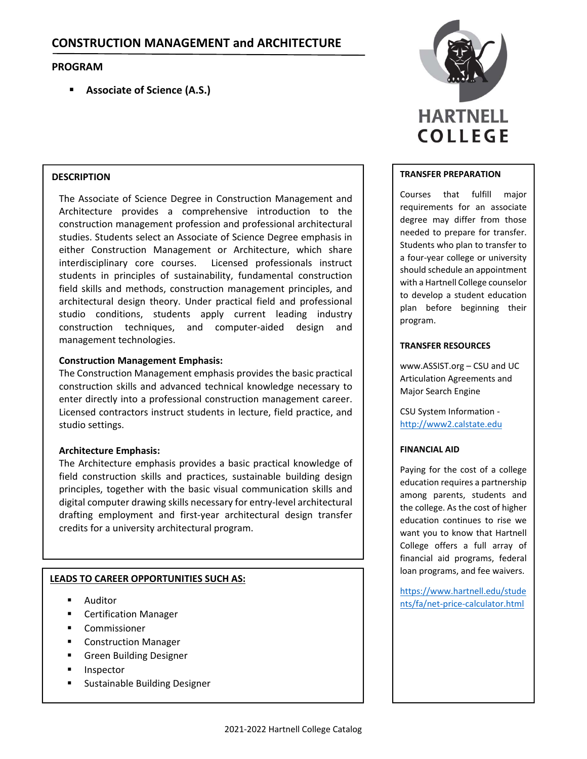# CONSTRUCTION MANAGEMENT and ARCHITECTURE

## PROGRAM

- **Associate of Science (A.S.)**

HARTNELL COLLEGE

### DESCRIPTION

The Associate of Science Degree in Construction Management and Architecture provides a comprehensive introduction to the construction management profession and professional architectural studies. Students select an Associate of Science Degree emphasis in either Construction Management or Architecture, which share interdisciplinary core courses. Licensed professionals instruct students in principles of sustainability, fundamental construction field skills and methods, construction management principles, and architectural design theory. Under practical field and professional studio conditions, students apply current leading industry construction techniques, and computer-aided design and management technologies.

**Construction Management Emphasis:**
The Construction Management emphasis provides the basic practical construction skills and advanced technical knowledge necessary to enter directly into a professional construction management career. Licensed contractors instruct students in lecture, field practice, and studio settings.

**Architecture Emphasis:**
The Architecture emphasis provides a basic practical knowledge of field construction skills and practices, sustainable building design principles, together with the basic visual communication skills and digital computer drawing skills necessary for entry-level architectural drafting employment and first-year architectural design transfer credits for a university architectural program.

### LEADS TO CAREER OPPORTUNITIES SUCH AS:

- Auditor
- Certification Manager
- Commissioner
- Construction Manager
- Green Building Designer
- Inspector
- Sustainable Building Designer

### TRANSFER PREPARATION

Courses that fulfill major requirements for an associate degree may differ from those needed to prepare for transfer. Students who plan to transfer to a four-year college or university should schedule an appointment with a Hartnell College counselor to develop a student education plan before beginning their program.

### TRANSFER RESOURCES

www.ASSIST.org – CSU and UC Articulation Agreements and Major Search Engine

CSU System Information - http://www2.calstate.edu

### FINANCIAL AID

Paying for the cost of a college education requires a partnership among parents, students and the college. As the cost of higher education continues to rise we want you to know that Hartnell College offers a full array of financial aid programs, federal loan programs, and fee waivers.

https://www.hartnell.edu/students/fa/net-price-calculator.html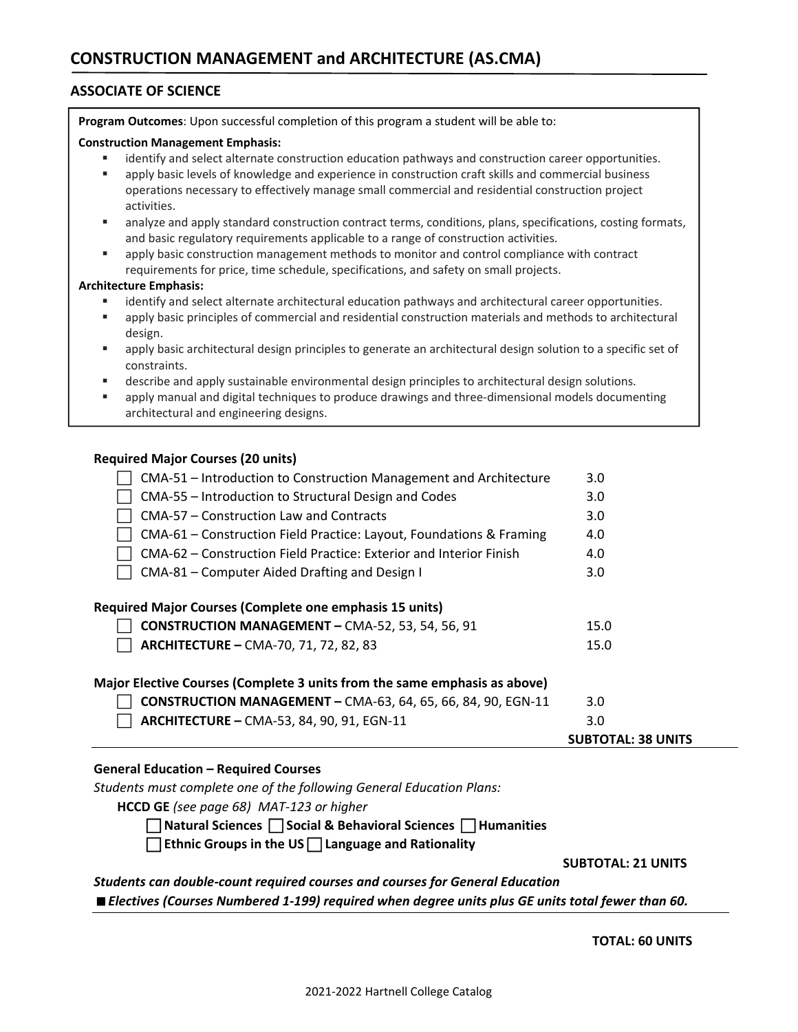## CONSTRUCTION MANAGEMENT and ARCHITECTURE (AS.CMA)

### ASSOCIATE OF SCIENCE

**Program Outcomes**: Upon successful completion of this program a student will be able to:

**Construction Management Emphasis:**

- identify and select alternate construction education pathways and construction career opportunities.
- apply basic levels of knowledge and experience in construction craft skills and commercial business operations necessary to effectively manage small commercial and residential construction project activities.
- analyze and apply standard construction contract terms, conditions, plans, specifications, costing formats, and basic regulatory requirements applicable to a range of construction activities.
- apply basic construction management methods to monitor and control compliance with contract requirements for price, time schedule, specifications, and safety on small projects.

**Architecture Emphasis:**

- identify and select alternate architectural education pathways and architectural career opportunities.
- apply basic principles of commercial and residential construction materials and methods to architectural design.
- apply basic architectural design principles to generate an architectural design solution to a specific set of constraints.
- describe and apply sustainable environmental design principles to architectural design solutions.
- apply manual and digital techniques to produce drawings and three-dimensional models documenting architectural and engineering designs.

**Required Major Courses (20 units)**

| | |
|---|---|
| ☐ CMA-51 – Introduction to Construction Management and Architecture | 3.0 |
| ☐ CMA-55 – Introduction to Structural Design and Codes | 3.0 |
| ☐ CMA-57 – Construction Law and Contracts | 3.0 |
| ☐ CMA-61 – Construction Field Practice: Layout, Foundations & Framing | 4.0 |
| ☐ CMA-62 – Construction Field Practice: Exterior and Interior Finish | 4.0 |
| ☐ CMA-81 – Computer Aided Drafting and Design I | 3.0 |

**Required Major Courses (Complete one emphasis 15 units)**

| | |
|---|---|
| ☐ **CONSTRUCTION MANAGEMENT –** CMA-52, 53, 54, 56, 91 | 15.0 |
| ☐ **ARCHITECTURE –** CMA-70, 71, 72, 82, 83 | 15.0 |

**Major Elective Courses (Complete 3 units from the same emphasis as above)**

| | |
|---|---|
| ☐ **CONSTRUCTION MANAGEMENT –** CMA-63, 64, 65, 66, 84, 90, EGN-11 | 3.0 |
| ☐ **ARCHITECTURE –** CMA-53, 84, 90, 91, EGN-11 | 3.0 |
| | **SUBTOTAL: 38 UNITS** |

**General Education – Required Courses**

*Students must complete one of the following General Education Plans:*

**HCCD GE** *(see page 68) MAT-123 or higher*

☐ **Natural Sciences** ☐ **Social & Behavioral Sciences** ☐ **Humanities**

☐ **Ethnic Groups in the US** ☐ **Language and Rationality**

**SUBTOTAL: 21 UNITS**

***Students can double-count required courses and courses for General Education***

■ ***Electives (Courses Numbered 1-199) required when degree units plus GE units total fewer than 60.***

**TOTAL: 60 UNITS**